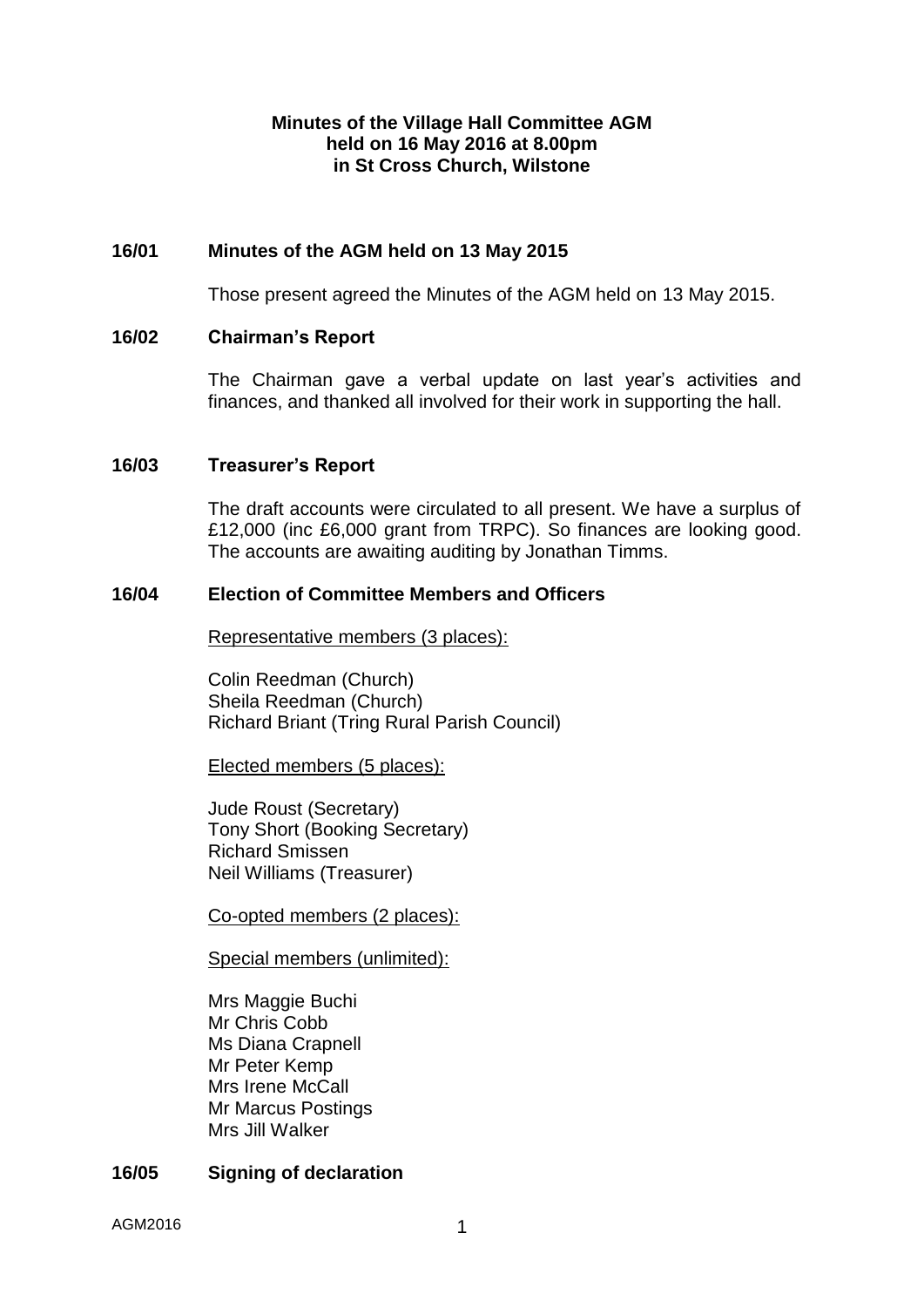# Minutes of the Village Hall Committee AGM held on 16 May 2016 at 8.00pm in St Cross Church, Wilstone

## 16/01 Minutes of the AGM held on 13 May 2015

Those present agreed the Minutes of the AGM held on 13 May 2015.

## 16/02 Chairman's Report

The Chairman gave a verbal update on last year's activities and finances, and thanked all involved for their work in supporting the hall.

## 16/03 Treasurer's Report

The draft accounts were circulated to all present. We have a surplus of £12,000 (inc £6,000 grant from TRPC). So finances are looking good. The accounts are awaiting auditing by Jonathan Timms.

## 16/04 Election of Committee Members and Officers

Representative members (3 places):

Colin Reedman (Church)
Sheila Reedman (Church)
Richard Briant (Tring Rural Parish Council)

Elected members (5 places):

Jude Roust (Secretary)
Tony Short (Booking Secretary)
Richard Smissen
Neil Williams (Treasurer)

Co-opted members (2 places):

Special members (unlimited):

Mrs Maggie Buchi
Mr Chris Cobb
Ms Diana Crapnell
Mr Peter Kemp
Mrs Irene McCall
Mr Marcus Postings
Mrs Jill Walker

## 16/05 Signing of declaration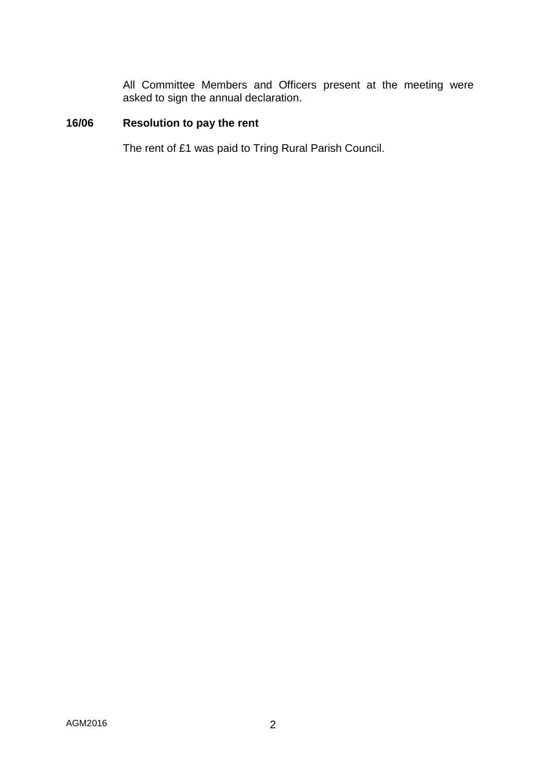All Committee Members and Officers present at the meeting were asked to sign the annual declaration.

**16/06 Resolution to pay the rent**

The rent of £1 was paid to Tring Rural Parish Council.